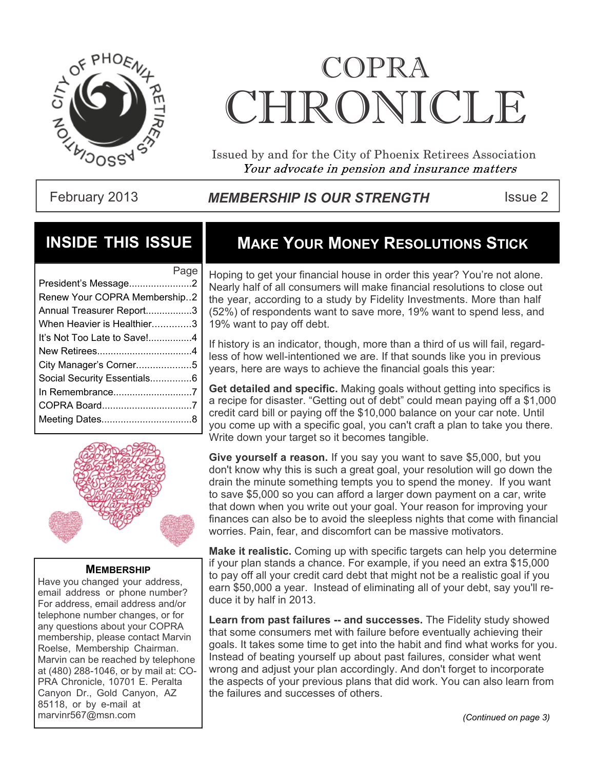# COPRA CHRONICLE

Issued by and for the City of Phoenix Retirees Association
*Your advocate in pension and insurance matters*

February 2013 — ***MEMBERSHIP IS OUR STRENGTH*** — Issue 2

## INSIDE THIS ISSUE

| | Page |
|---|---|
| President's Message | 2 |
| Renew Your COPRA Membership | 2 |
| Annual Treasurer Report | 3 |
| When Heavier is Healthier | 3 |
| It's Not Too Late to Save! | 4 |
| New Retirees | 4 |
| City Manager's Corner | 5 |
| Social Security Essentials | 6 |
| In Remembrance | 7 |
| COPRA Board | 7 |
| Meeting Dates | 8 |

### MEMBERSHIP

Have you changed your address, email address or phone number? For address, email address and/or telephone number changes, or for any questions about your COPRA membership, please contact Marvin Roelse, Membership Chairman. Marvin can be reached by telephone at (480) 288-1046, or by mail at: COPRA Chronicle, 10701 E. Peralta Canyon Dr., Gold Canyon, AZ 85118, or by e-mail at marvinr567@msn.com

## MAKE YOUR MONEY RESOLUTIONS STICK

Hoping to get your financial house in order this year? You're not alone. Nearly half of all consumers will make financial resolutions to close out the year, according to a study by Fidelity Investments. More than half (52%) of respondents want to save more, 19% want to spend less, and 19% want to pay off debt.

If history is an indicator, though, more than a third of us will fail, regardless of how well-intentioned we are. If that sounds like you in previous years, here are ways to achieve the financial goals this year:

**Get detailed and specific.** Making goals without getting into specifics is a recipe for disaster. "Getting out of debt" could mean paying off a $1,000 credit card bill or paying off the $10,000 balance on your car note. Until you come up with a specific goal, you can't craft a plan to take you there. Write down your target so it becomes tangible.

**Give yourself a reason.** If you say you want to save $5,000, but you don't know why this is such a great goal, your resolution will go down the drain the minute something tempts you to spend the money. If you want to save $5,000 so you can afford a larger down payment on a car, write that down when you write out your goal. Your reason for improving your finances can also be to avoid the sleepless nights that come with financial worries. Pain, fear, and discomfort can be massive motivators.

**Make it realistic.** Coming up with specific targets can help you determine if your plan stands a chance. For example, if you need an extra $15,000 to pay off all your credit card debt that might not be a realistic goal if you earn $50,000 a year. Instead of eliminating all of your debt, say you'll reduce it by half in 2013.

**Learn from past failures -- and successes.** The Fidelity study showed that some consumers met with failure before eventually achieving their goals. It takes some time to get into the habit and find what works for you. Instead of beating yourself up about past failures, consider what went wrong and adjust your plan accordingly. And don't forget to incorporate the aspects of your previous plans that did work. You can also learn from the failures and successes of others.

*(Continued on page 3)*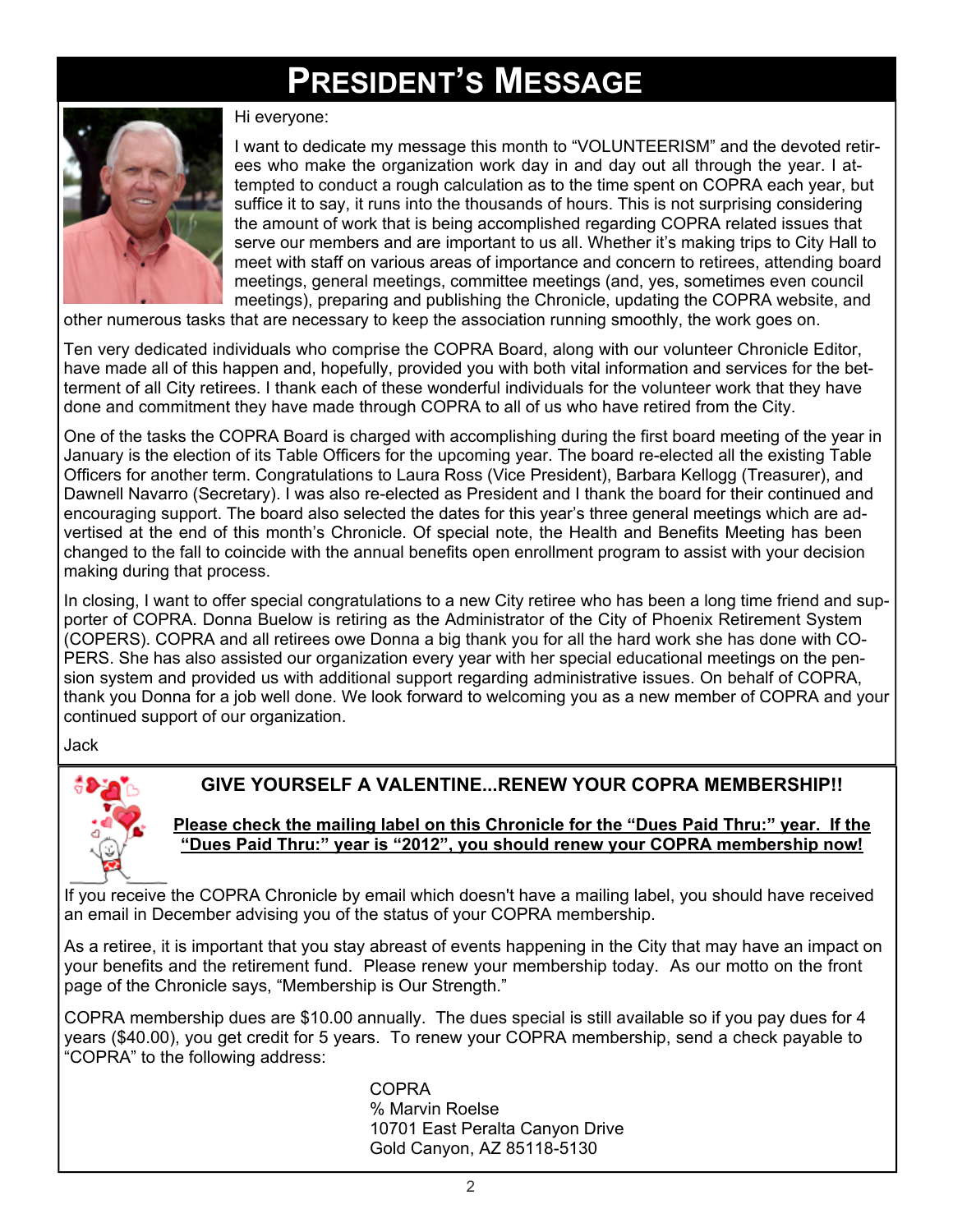# PRESIDENT'S MESSAGE

Hi everyone:

I want to dedicate my message this month to "VOLUNTEERISM" and the devoted retirees who make the organization work day in and day out all through the year. I attempted to conduct a rough calculation as to the time spent on COPRA each year, but suffice it to say, it runs into the thousands of hours. This is not surprising considering the amount of work that is being accomplished regarding COPRA related issues that serve our members and are important to us all. Whether it's making trips to City Hall to meet with staff on various areas of importance and concern to retirees, attending board meetings, general meetings, committee meetings (and, yes, sometimes even council meetings), preparing and publishing the Chronicle, updating the COPRA website, and other numerous tasks that are necessary to keep the association running smoothly, the work goes on.

Ten very dedicated individuals who comprise the COPRA Board, along with our volunteer Chronicle Editor, have made all of this happen and, hopefully, provided you with both vital information and services for the betterment of all City retirees. I thank each of these wonderful individuals for the volunteer work that they have done and commitment they have made through COPRA to all of us who have retired from the City.

One of the tasks the COPRA Board is charged with accomplishing during the first board meeting of the year in January is the election of its Table Officers for the upcoming year. The board re-elected all the existing Table Officers for another term. Congratulations to Laura Ross (Vice President), Barbara Kellogg (Treasurer), and Dawnell Navarro (Secretary). I was also re-elected as President and I thank the board for their continued and encouraging support. The board also selected the dates for this year's three general meetings which are advertised at the end of this month's Chronicle. Of special note, the Health and Benefits Meeting has been changed to the fall to coincide with the annual benefits open enrollment program to assist with your decision making during that process.

In closing, I want to offer special congratulations to a new City retiree who has been a long time friend and supporter of COPRA. Donna Buelow is retiring as the Administrator of the City of Phoenix Retirement System (COPERS). COPRA and all retirees owe Donna a big thank you for all the hard work she has done with COPERS. She has also assisted our organization every year with her special educational meetings on the pension system and provided us with additional support regarding administrative issues. On behalf of COPRA, thank you Donna for a job well done. We look forward to welcoming you as a new member of COPRA and your continued support of our organization.

Jack

## GIVE YOURSELF A VALENTINE...RENEW YOUR COPRA MEMBERSHIP!!

**Please check the mailing label on this Chronicle for the "Dues Paid Thru:" year. If the "Dues Paid Thru:" year is "2012", you should renew your COPRA membership now!**

If you receive the COPRA Chronicle by email which doesn't have a mailing label, you should have received an email in December advising you of the status of your COPRA membership.

As a retiree, it is important that you stay abreast of events happening in the City that may have an impact on your benefits and the retirement fund. Please renew your membership today. As our motto on the front page of the Chronicle says, "Membership is Our Strength."

COPRA membership dues are $10.00 annually. The dues special is still available so if you pay dues for 4 years ($40.00), you get credit for 5 years. To renew your COPRA membership, send a check payable to "COPRA" to the following address:

COPRA
% Marvin Roelse
10701 East Peralta Canyon Drive
Gold Canyon, AZ 85118-5130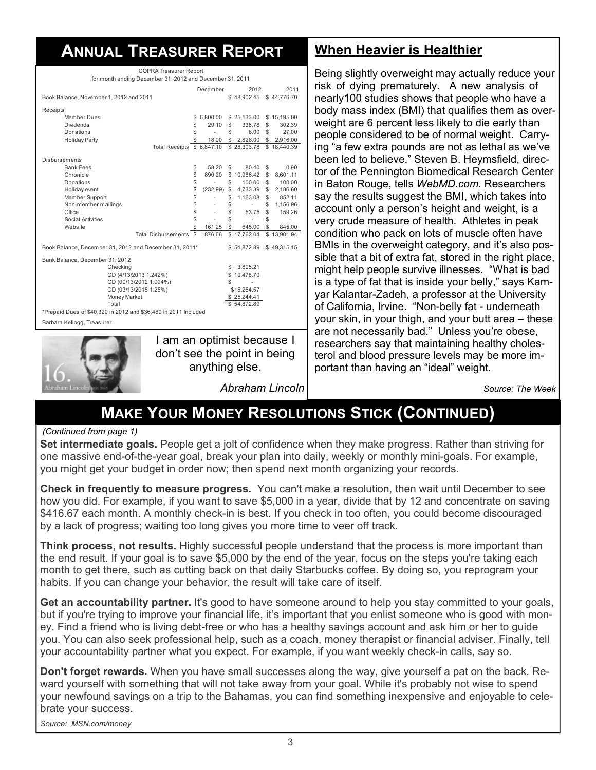## Annual Treasurer Report

COPRA Treasurer Report
for month ending December 31, 2012 and December 31, 2011

| | December | 2012 | 2011 |
|---|---|---|---|
| Book Balance, November 1, 2012 and 2011 | | $ 48,902.45 | $ 44,776.70 |
| **Receipts** | | | |
| Member Dues | $ 6,800.00 | $ 25,133.00 | $ 15,195.00 |
| Dividends | $ 29.10 | $ 336.78 | $ 302.39 |
| Donations | $ - | $ 8.00 | $ 27.00 |
| Holiday Party | $ 18.00 | $ 2,826.00 | $ 2,916.00 |
| Total Receipts | $ 6,847.10 | $ 28,303.78 | $ 18,440.39 |
| **Disbursements** | | | |
| Bank Fees | $ 58.20 | $ 80.40 | $ 0.90 |
| Chronicle | $ 890.20 | $ 10,986.42 | $ 8,601.11 |
| Donations | $ - | $ 100.00 | $ 100.00 |
| Holiday event | $ (232.99) | $ 4,733.39 | $ 2,186.60 |
| Member Support | $ - | $ 1,163.08 | $ 852.11 |
| Non-member mailings | $ - | $ - | $ 1,156.96 |
| Office | $ - | $ 53.75 | $ 159.26 |
| Social Activities | $ - | $ - | $ - |
| Website | $ 161.25 | $ 645.00 | $ 845.00 |
| Total Disbursements | $ 876.66 | $ 17,762.04 | $ 13,901.94 |
| Book Balance, December 31, 2012 and December 31, 2011* | | $ 54,872.89 | $ 49,315.15 |
| **Bank Balance, December 31, 2012** | | | |
| Checking | | $ 3,895.21 | |
| CD (4/13/2013 1.242%) | | $ 10,478.70 | |
| CD (09/13/2012 1.094%) | | $ - | |
| CD (03/13/2015 1.25%) | | $15,254.57 | |
| Money Market | | $ 25,244.41 | |
| Total | | $ 54,872.89 | |

*Prepaid Dues of $40,320 in 2012 and $36,489 in 2011 Included

Barbara Kellogg, Treasurer

I am an optimist because I don't see the point in being anything else.

*Abraham Lincoln*

## When Heavier is Healthier

Being slightly overweight may actually reduce your risk of dying prematurely. A new analysis of nearly100 studies shows that people who have a body mass index (BMI) that qualifies them as overweight are 6 percent less likely to die early than people considered to be of normal weight. Carrying "a few extra pounds are not as lethal as we've been led to believe," Steven B. Heymsfield, director of the Pennington Biomedical Research Center in Baton Rouge, tells *WebMD.com.* Researchers say the results suggest the BMI, which takes into account only a person's height and weight, is a very crude measure of health. Athletes in peak condition who pack on lots of muscle often have BMIs in the overweight category, and it's also possible that a bit of extra fat, stored in the right place, might help people survive illnesses. "What is bad is a type of fat that is inside your belly," says Kamyar Kalantar-Zadeh, a professor at the University of California, Irvine. "Non-belly fat - underneath your skin, in your thigh, and your butt area – these are not necessarily bad." Unless you're obese, researchers say that maintaining healthy cholesterol and blood pressure levels may be more important than having an "ideal" weight.

*Source: The Week*

## Make Your Money Resolutions Stick (Continued)

*(Continued from page 1)*

**Set intermediate goals.** People get a jolt of confidence when they make progress. Rather than striving for one massive end-of-the-year goal, break your plan into daily, weekly or monthly mini-goals. For example, you might get your budget in order now; then spend next month organizing your records.

**Check in frequently to measure progress.** You can't make a resolution, then wait until December to see how you did. For example, if you want to save $5,000 in a year, divide that by 12 and concentrate on saving $416.67 each month. A monthly check-in is best. If you check in too often, you could become discouraged by a lack of progress; waiting too long gives you more time to veer off track.

**Think process, not results.** Highly successful people understand that the process is more important than the end result. If your goal is to save $5,000 by the end of the year, focus on the steps you're taking each month to get there, such as cutting back on that daily Starbucks coffee. By doing so, you reprogram your habits. If you can change your behavior, the result will take care of itself.

**Get an accountability partner.** It's good to have someone around to help you stay committed to your goals, but if you're trying to improve your financial life, it's important that you enlist someone who is good with money. Find a friend who is living debt-free or who has a healthy savings account and ask him or her to guide you. You can also seek professional help, such as a coach, money therapist or financial adviser. Finally, tell your accountability partner what you expect. For example, if you want weekly check-in calls, say so.

**Don't forget rewards.** When you have small successes along the way, give yourself a pat on the back. Reward yourself with something that will not take away from your goal. While it's probably not wise to spend your newfound savings on a trip to the Bahamas, you can find something inexpensive and enjoyable to celebrate your success.

*Source: MSN.com/money*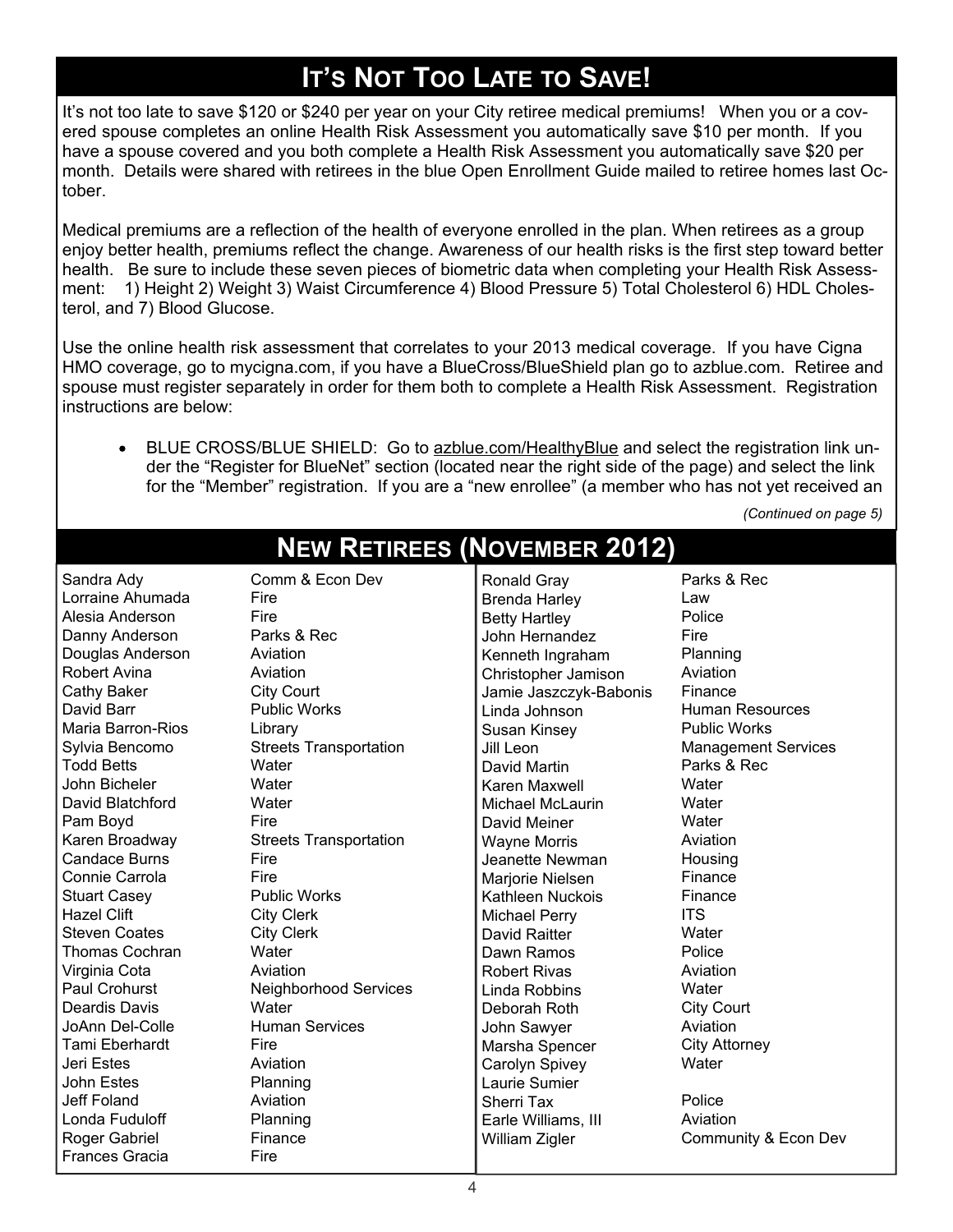## It's Not Too Late to Save!

It's not too late to save $120 or $240 per year on your City retiree medical premiums! When you or a covered spouse completes an online Health Risk Assessment you automatically save $10 per month. If you have a spouse covered and you both complete a Health Risk Assessment you automatically save $20 per month. Details were shared with retirees in the blue Open Enrollment Guide mailed to retiree homes last October.

Medical premiums are a reflection of the health of everyone enrolled in the plan. When retirees as a group enjoy better health, premiums reflect the change. Awareness of our health risks is the first step toward better health. Be sure to include these seven pieces of biometric data when completing your Health Risk Assessment: 1) Height 2) Weight 3) Waist Circumference 4) Blood Pressure 5) Total Cholesterol 6) HDL Cholesterol, and 7) Blood Glucose.

Use the online health risk assessment that correlates to your 2013 medical coverage. If you have Cigna HMO coverage, go to mycigna.com, if you have a BlueCross/BlueShield plan go to azblue.com. Retiree and spouse must register separately in order for them both to complete a Health Risk Assessment. Registration instructions are below:

- BLUE CROSS/BLUE SHIELD: Go to azblue.com/HealthyBlue and select the registration link under the "Register for BlueNet" section (located near the right side of the page) and select the link for the "Member" registration. If you are a "new enrollee" (a member who has not yet received an

*(Continued on page 5)*

## New Retirees (November 2012)

| Name | Department |
|---|---|
| Sandra Ady | Comm & Econ Dev |
| Lorraine Ahumada | Fire |
| Alesia Anderson | Fire |
| Danny Anderson | Parks & Rec |
| Douglas Anderson | Aviation |
| Robert Avina | Aviation |
| Cathy Baker | City Court |
| David Barr | Public Works |
| Maria Barron-Rios | Library |
| Sylvia Bencomo | Streets Transportation |
| Todd Betts | Water |
| John Bicheler | Water |
| David Blatchford | Water |
| Pam Boyd | Fire |
| Karen Broadway | Streets Transportation |
| Candace Burns | Fire |
| Connie Carrola | Fire |
| Stuart Casey | Public Works |
| Hazel Clift | City Clerk |
| Steven Coates | City Clerk |
| Thomas Cochran | Water |
| Virginia Cota | Aviation |
| Paul Crohurst | Neighborhood Services |
| Deardis Davis | Water |
| JoAnn Del-Colle | Human Services |
| Tami Eberhardt | Fire |
| Jeri Estes | Aviation |
| John Estes | Planning |
| Jeff Foland | Aviation |
| Londa Fuduloff | Planning |
| Roger Gabriel | Finance |
| Frances Gracia | Fire |
| Ronald Gray | Parks & Rec |
| Brenda Harley | Law |
| Betty Hartley | Police |
| John Hernandez | Fire |
| Kenneth Ingraham | Planning |
| Christopher Jamison | Aviation |
| Jamie Jaszczyk-Babonis | Finance |
| Linda Johnson | Human Resources |
| Susan Kinsey | Public Works |
| Jill Leon | Management Services |
| David Martin | Parks & Rec |
| Karen Maxwell | Water |
| Michael McLaurin | Water |
| David Meiner | Water |
| Wayne Morris | Aviation |
| Jeanette Newman | Housing |
| Marjorie Nielsen | Finance |
| Kathleen Nuckois | Finance |
| Michael Perry | ITS |
| David Raitter | Water |
| Dawn Ramos | Police |
| Robert Rivas | Aviation |
| Linda Robbins | Water |
| Deborah Roth | City Court |
| John Sawyer | Aviation |
| Marsha Spencer | City Attorney |
| Carolyn Spivey | Water |
| Laurie Sumier | |
| Sherri Tax | Police |
| Earle Williams, III | Aviation |
| William Zigler | Community & Econ Dev |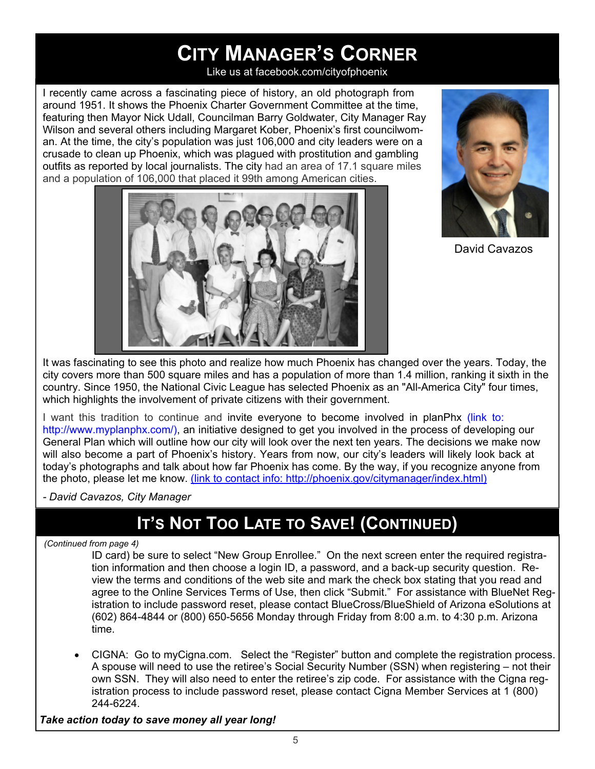# City Manager's Corner

Like us at facebook.com/cityofphoenix

I recently came across a fascinating piece of history, an old photograph from around 1951. It shows the Phoenix Charter Government Committee at the time, featuring then Mayor Nick Udall, Councilman Barry Goldwater, City Manager Ray Wilson and several others including Margaret Kober, Phoenix's first councilwoman. At the time, the city's population was just 106,000 and city leaders were on a crusade to clean up Phoenix, which was plagued with prostitution and gambling outfits as reported by local journalists. The city had an area of 17.1 square miles and a population of 106,000 that placed it 99th among American cities.

David Cavazos

It was fascinating to see this photo and realize how much Phoenix has changed over the years. Today, the city covers more than 500 square miles and has a population of more than 1.4 million, ranking it sixth in the country. Since 1950, the National Civic League has selected Phoenix as an "All-America City" four times, which highlights the involvement of private citizens with their government.

I want this tradition to continue and invite everyone to become involved in planPhx (link to: http://www.myplanphx.com/), an initiative designed to get you involved in the process of developing our General Plan which will outline how our city will look over the next ten years. The decisions we make now will also become a part of Phoenix's history. Years from now, our city's leaders will likely look back at today's photographs and talk about how far Phoenix has come. By the way, if you recognize anyone from the photo, please let me know. (link to contact info: http://phoenix.gov/citymanager/index.html)

*- David Cavazos, City Manager*

# It's Not Too Late to Save! (Continued)

*(Continued from page 4)*

ID card) be sure to select "New Group Enrollee." On the next screen enter the required registration information and then choose a login ID, a password, and a back-up security question. Review the terms and conditions of the web site and mark the check box stating that you read and agree to the Online Services Terms of Use, then click "Submit." For assistance with BlueNet Registration to include password reset, please contact BlueCross/BlueShield of Arizona eSolutions at (602) 864-4844 or (800) 650-5656 Monday through Friday from 8:00 a.m. to 4:30 p.m. Arizona time.

- CIGNA: Go to myCigna.com. Select the "Register" button and complete the registration process. A spouse will need to use the retiree's Social Security Number (SSN) when registering – not their own SSN. They will also need to enter the retiree's zip code. For assistance with the Cigna registration process to include password reset, please contact Cigna Member Services at 1 (800) 244-6224.

***Take action today to save money all year long!***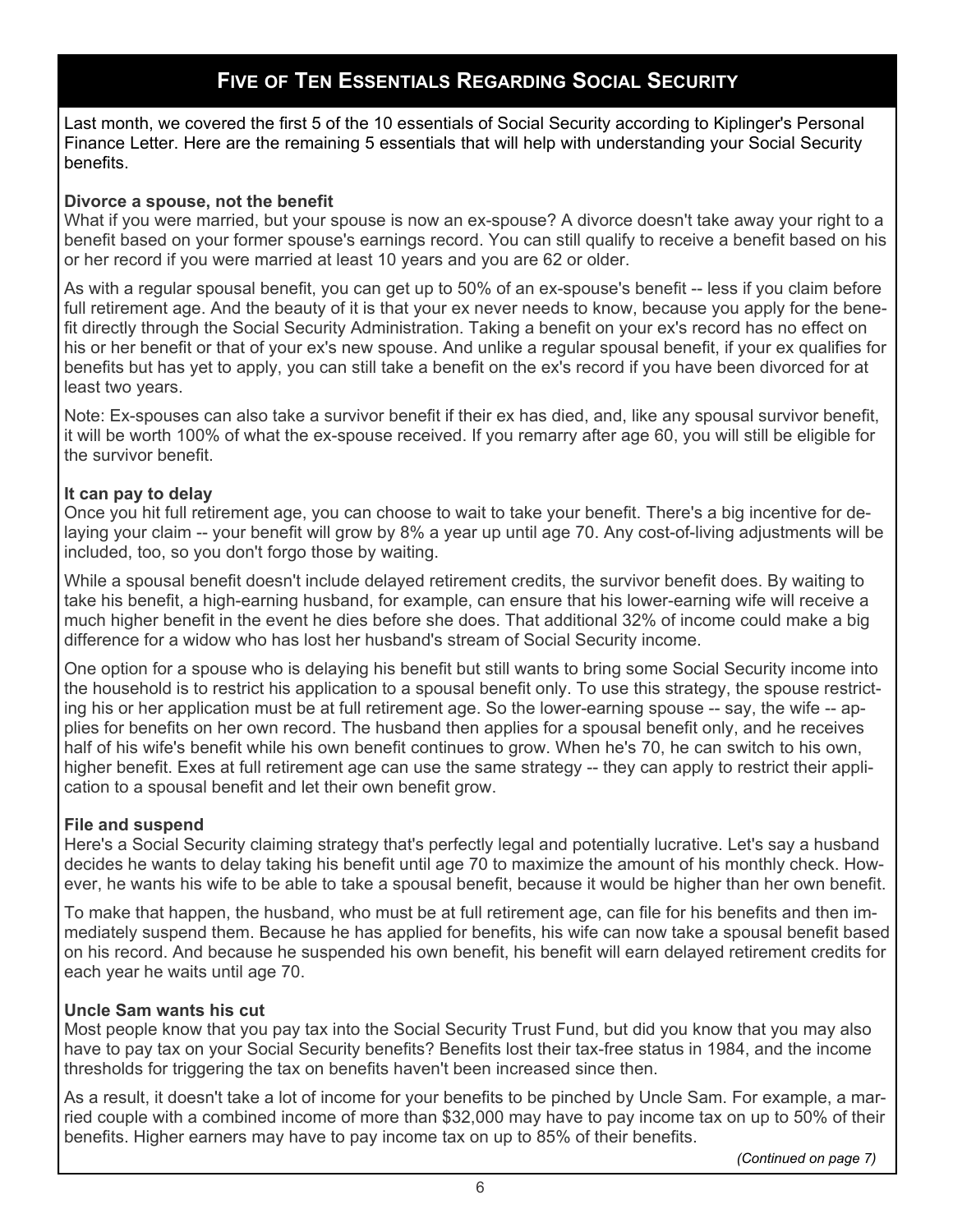## Five of Ten Essentials Regarding Social Security

Last month, we covered the first 5 of the 10 essentials of Social Security according to Kiplinger's Personal Finance Letter. Here are the remaining 5 essentials that will help with understanding your Social Security benefits.

**Divorce a spouse, not the benefit**

What if you were married, but your spouse is now an ex-spouse? A divorce doesn't take away your right to a benefit based on your former spouse's earnings record. You can still qualify to receive a benefit based on his or her record if you were married at least 10 years and you are 62 or older.

As with a regular spousal benefit, you can get up to 50% of an ex-spouse's benefit -- less if you claim before full retirement age. And the beauty of it is that your ex never needs to know, because you apply for the benefit directly through the Social Security Administration. Taking a benefit on your ex's record has no effect on his or her benefit or that of your ex's new spouse. And unlike a regular spousal benefit, if your ex qualifies for benefits but has yet to apply, you can still take a benefit on the ex's record if you have been divorced for at least two years.

Note: Ex-spouses can also take a survivor benefit if their ex has died, and, like any spousal survivor benefit, it will be worth 100% of what the ex-spouse received. If you remarry after age 60, you will still be eligible for the survivor benefit.

**It can pay to delay**

Once you hit full retirement age, you can choose to wait to take your benefit. There's a big incentive for delaying your claim -- your benefit will grow by 8% a year up until age 70. Any cost-of-living adjustments will be included, too, so you don't forgo those by waiting.

While a spousal benefit doesn't include delayed retirement credits, the survivor benefit does. By waiting to take his benefit, a high-earning husband, for example, can ensure that his lower-earning wife will receive a much higher benefit in the event he dies before she does. That additional 32% of income could make a big difference for a widow who has lost her husband's stream of Social Security income.

One option for a spouse who is delaying his benefit but still wants to bring some Social Security income into the household is to restrict his application to a spousal benefit only. To use this strategy, the spouse restricting his or her application must be at full retirement age. So the lower-earning spouse -- say, the wife -- applies for benefits on her own record. The husband then applies for a spousal benefit only, and he receives half of his wife's benefit while his own benefit continues to grow. When he's 70, he can switch to his own, higher benefit. Exes at full retirement age can use the same strategy -- they can apply to restrict their application to a spousal benefit and let their own benefit grow.

**File and suspend**

Here's a Social Security claiming strategy that's perfectly legal and potentially lucrative. Let's say a husband decides he wants to delay taking his benefit until age 70 to maximize the amount of his monthly check. However, he wants his wife to be able to take a spousal benefit, because it would be higher than her own benefit.

To make that happen, the husband, who must be at full retirement age, can file for his benefits and then immediately suspend them. Because he has applied for benefits, his wife can now take a spousal benefit based on his record. And because he suspended his own benefit, his benefit will earn delayed retirement credits for each year he waits until age 70.

**Uncle Sam wants his cut**

Most people know that you pay tax into the Social Security Trust Fund, but did you know that you may also have to pay tax on your Social Security benefits? Benefits lost their tax-free status in 1984, and the income thresholds for triggering the tax on benefits haven't been increased since then.

As a result, it doesn't take a lot of income for your benefits to be pinched by Uncle Sam. For example, a married couple with a combined income of more than $32,000 may have to pay income tax on up to 50% of their benefits. Higher earners may have to pay income tax on up to 85% of their benefits.

*(Continued on page 7)*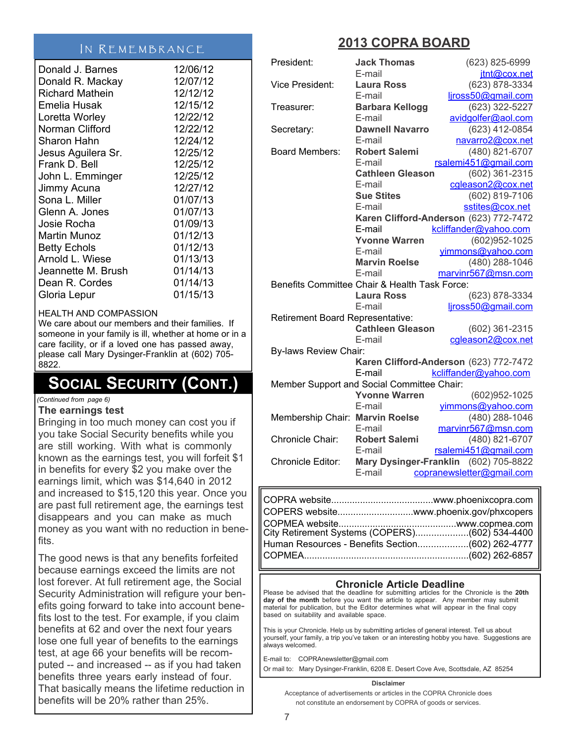## In Remembrance

| | |
|---|---|
| Donald J. Barnes | 12/06/12 |
| Donald R. Mackay | 12/07/12 |
| Richard Mathein | 12/12/12 |
| Emelia Husak | 12/15/12 |
| Loretta Worley | 12/22/12 |
| Norman Clifford | 12/22/12 |
| Sharon Hahn | 12/24/12 |
| Jesus Aguilera Sr. | 12/25/12 |
| Frank D. Bell | 12/25/12 |
| John L. Emminger | 12/25/12 |
| Jimmy Acuna | 12/27/12 |
| Sona L. Miller | 01/07/13 |
| Glenn A. Jones | 01/07/13 |
| Josie Rocha | 01/09/13 |
| Martin Munoz | 01/12/13 |
| Betty Echols | 01/12/13 |
| Arnold L. Wiese | 01/13/13 |
| Jeannette M. Brush | 01/14/13 |
| Dean R. Cordes | 01/14/13 |
| Gloria Lepur | 01/15/13 |

HEALTH AND COMPASSION
We care about our members and their families. If someone in your family is ill, whether at home or in a care facility, or if a loved one has passed away, please call Mary Dysinger-Franklin at (602) 705-8822.

## Social Security (Cont.)

*(Continued from page 6)*

**The earnings test**

Bringing in too much money can cost you if you take Social Security benefits while you are still working. With what is commonly known as the earnings test, you will forfeit $1 in benefits for every $2 you make over the earnings limit, which was $14,640 in 2012 and increased to $15,120 this year. Once you are past full retirement age, the earnings test disappears and you can make as much money as you want with no reduction in benefits.

The good news is that any benefits forfeited because earnings exceed the limits are not lost forever. At full retirement age, the Social Security Administration will refigure your benefits going forward to take into account benefits lost to the test. For example, if you claim benefits at 62 and over the next four years lose one full year of benefits to the earnings test, at age 66 your benefits will be recomputed -- and increased -- as if you had taken benefits three years early instead of four. That basically means the lifetime reduction in benefits will be 20% rather than 25%.

## 2013 COPRA BOARD

President: **Jack Thomas** (623) 825-6999
E-mail jtnt@cox.net

Vice President: **Laura Ross** (623) 878-3334
E-mail ljross50@gmail.com

Treasurer: **Barbara Kellogg** (623) 322-5227
E-mail avidgolfer@aol.com

Secretary: **Dawnell Navarro** (623) 412-0854
E-mail navarro2@cox.net

Board Members:
**Robert Salemi** (480) 821-6707
E-mail rsalemi451@gmail.com
**Cathleen Gleason** (602) 361-2315
E-mail cgleason2@cox.net
**Sue Stites** (602) 819-7106
E-mail sstites@cox.net
**Karen Clifford-Anderson** (623) 772-7472
E-mail kcliffander@yahoo.com
**Yvonne Warren** (602)952-1025
E-mail yimmons@yahoo.com
**Marvin Roelse** (480) 288-1046
E-mail marvinr567@msn.com

Benefits Committee Chair & Health Task Force:
**Laura Ross** (623) 878-3334
E-mail ljross50@gmail.com

Retirement Board Representative:
**Cathleen Gleason** (602) 361-2315
E-mail cgleason2@cox.net

By-laws Review Chair:
**Karen Clifford-Anderson** (623) 772-7472
E-mail kcliffander@yahoo.com

Member Support and Social Committee Chair:
**Yvonne Warren** (602)952-1025
E-mail yimmons@yahoo.com

Membership Chair: **Marvin Roelse** (480) 288-1046
E-mail marvinr567@msn.com

Chronicle Chair: **Robert Salemi** (480) 821-6707
E-mail rsalemi451@gmail.com

Chronicle Editor: **Mary Dysinger-Franklin** (602) 705-8822
E-mail copranewsletter@gmail.com

---

COPRA website....................www.phoenixcopra.com
COPERS website....................www.phoenix.gov/phxcopers
COPMEA website....................www.copmea.com
City Retirement Systems (COPERS)....................(602) 534-4400
Human Resources - Benefits Section....................(602) 262-4777
COPMEA....................(602) 262-6857

---

### Chronicle Article Deadline

Please be advised that the deadline for submitting articles for the Chronicle is the **20th day of the month** before you want the article to appear. Any member may submit material for publication, but the Editor determines what will appear in the final copy based on suitability and available space.

This is your Chronicle. Help us by submitting articles of general interest. Tell us about yourself, your family, a trip you've taken or an interesting hobby you have. Suggestions are always welcomed.

E-mail to: COPRAnewsletter@gmail.com

Or mail to: Mary Dysinger-Franklin, 6208 E. Desert Cove Ave, Scottsdale, AZ 85254

**Disclaimer**

Acceptance of advertisements or articles in the COPRA Chronicle does not constitute an endorsement by COPRA of goods or services.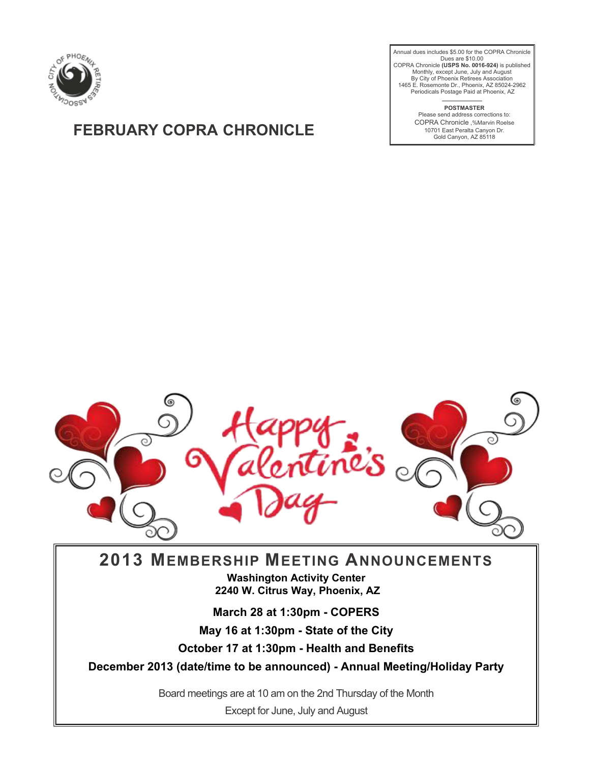# FEBRUARY COPRA CHRONICLE

Annual dues includes $5.00 for the COPRA Chronicle
Dues are $10.00
COPRA Chronicle **(USPS No. 0016-924)** is published
Monthly, except June, July and August
By City of Phoenix Retirees Association
1465 E. Rosemonte Dr., Phoenix, AZ 85024-2962
Periodicals Postage Paid at Phoenix, AZ

**POSTMASTER**
Please send address corrections to:
COPRA Chronicle ,%Marvin Roelse
10701 East Peralta Canyon Dr.
Gold Canyon, AZ 85118

Happy Valentine's Day

## 2013 MEMBERSHIP MEETING ANNOUNCEMENTS

**Washington Activity Center**
**2240 W. Citrus Way, Phoenix, AZ**

**March 28 at 1:30pm - COPERS**

**May 16 at 1:30pm - State of the City**

**October 17 at 1:30pm - Health and Benefits**

**December 2013 (date/time to be announced) - Annual Meeting/Holiday Party**

Board meetings are at 10 am on the 2nd Thursday of the Month
Except for June, July and August